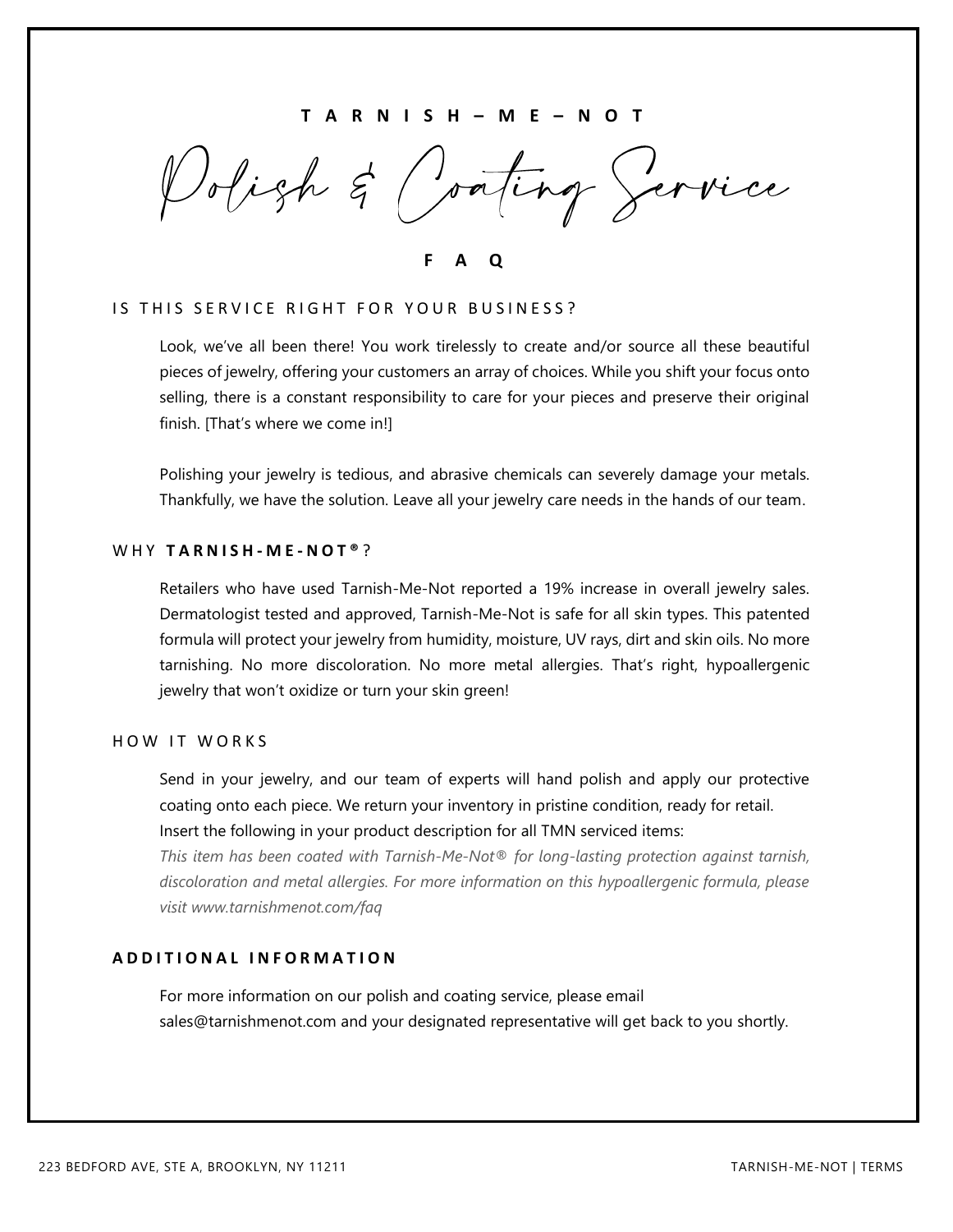# TARNISH – ME – NOT

## Polish & Coating Service

### FAQ

## IS THIS SERVICE RIGHT FOR YOUR BUSINESS?

Look, we've all been there! You work tirelessly to create and/or source all these beautiful pieces of jewelry, offering your customers an array of choices. While you shift your focus onto selling, there is a constant responsibility to care for your pieces and preserve their original finish. [That's where we come in!]

Polishing your jewelry is tedious, and abrasive chemicals can severely damage your metals. Thankfully, we have the solution. Leave all your jewelry care needs in the hands of our team.

## WHY **TARNISH-ME-NOT®**?

Retailers who have used Tarnish-Me-Not reported a 19% increase in overall jewelry sales. Dermatologist tested and approved, Tarnish-Me-Not is safe for all skin types. This patented formula will protect your jewelry from humidity, moisture, UV rays, dirt and skin oils. No more tarnishing. No more discoloration. No more metal allergies. That's right, hypoallergenic jewelry that won't oxidize or turn your skin green!

## HOW IT WORKS

Send in your jewelry, and our team of experts will hand polish and apply our protective coating onto each piece. We return your inventory in pristine condition, ready for retail.
Insert the following in your product description for all TMN serviced items:
*This item has been coated with Tarnish-Me-Not® for long-lasting protection against tarnish, discoloration and metal allergies. For more information on this hypoallergenic formula, please visit www.tarnishmenot.com/faq*

## **ADDITIONAL INFORMATION**

For more information on our polish and coating service, please email sales@tarnishmenot.com and your designated representative will get back to you shortly.

223 BEDFORD AVE, STE A, BROOKLYN, NY 11211

TARNISH-ME-NOT | TERMS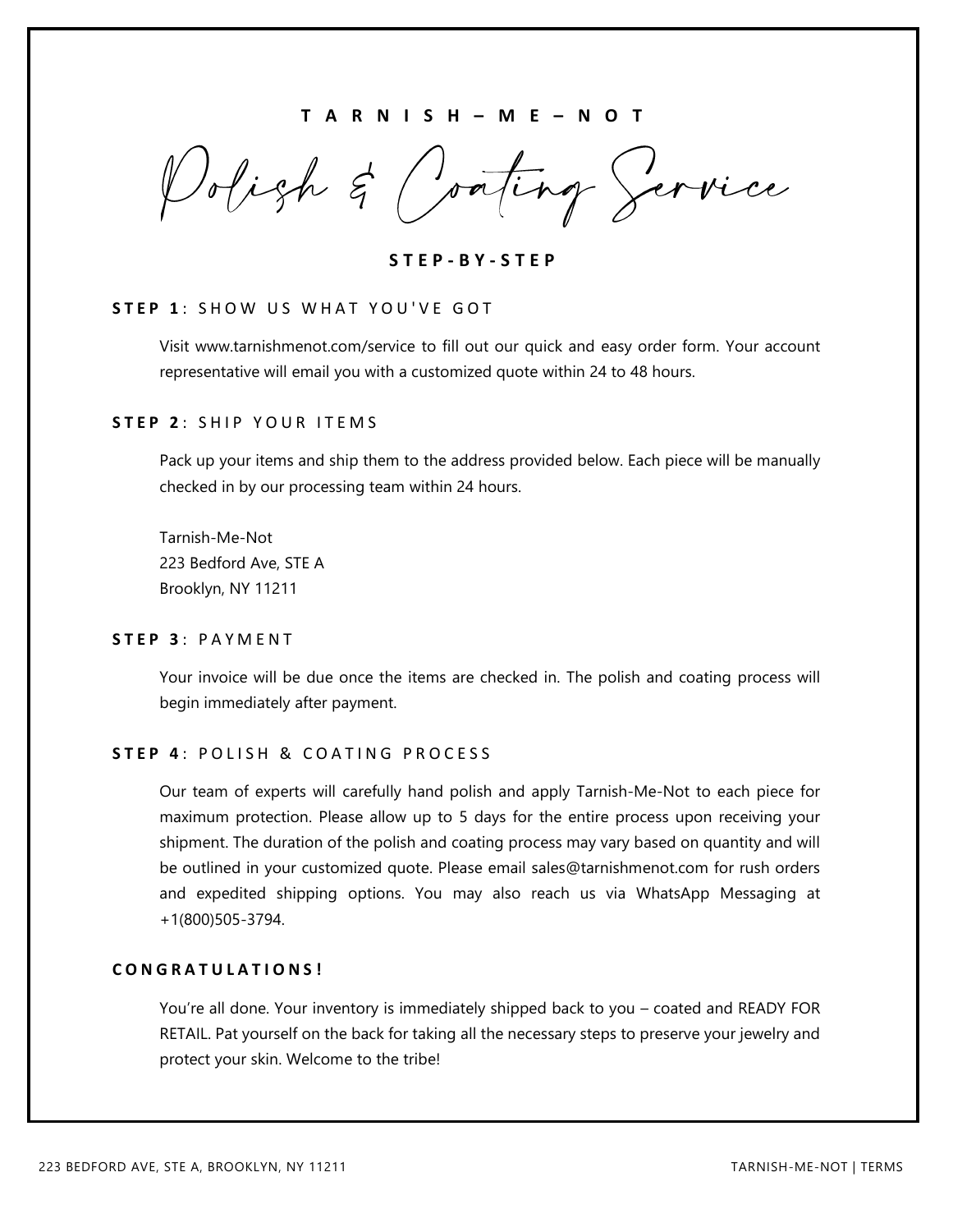# TARNISH – ME – NOT

## Polish & Coating Service

### STEP-BY-STEP

**STEP 1**: SHOW US WHAT YOU'VE GOT

Visit www.tarnishmenot.com/service to fill out our quick and easy order form. Your account representative will email you with a customized quote within 24 to 48 hours.

**STEP 2**: SHIP YOUR ITEMS

Pack up your items and ship them to the address provided below. Each piece will be manually checked in by our processing team within 24 hours.

Tarnish-Me-Not
223 Bedford Ave, STE A
Brooklyn, NY 11211

**STEP 3**: PAYMENT

Your invoice will be due once the items are checked in. The polish and coating process will begin immediately after payment.

**STEP 4**: POLISH & COATING PROCESS

Our team of experts will carefully hand polish and apply Tarnish-Me-Not to each piece for maximum protection. Please allow up to 5 days for the entire process upon receiving your shipment. The duration of the polish and coating process may vary based on quantity and will be outlined in your customized quote. Please email sales@tarnishmenot.com for rush orders and expedited shipping options. You may also reach us via WhatsApp Messaging at +1(800)505-3794.

**CONGRATULATIONS!**

You're all done. Your inventory is immediately shipped back to you – coated and READY FOR RETAIL. Pat yourself on the back for taking all the necessary steps to preserve your jewelry and protect your skin. Welcome to the tribe!